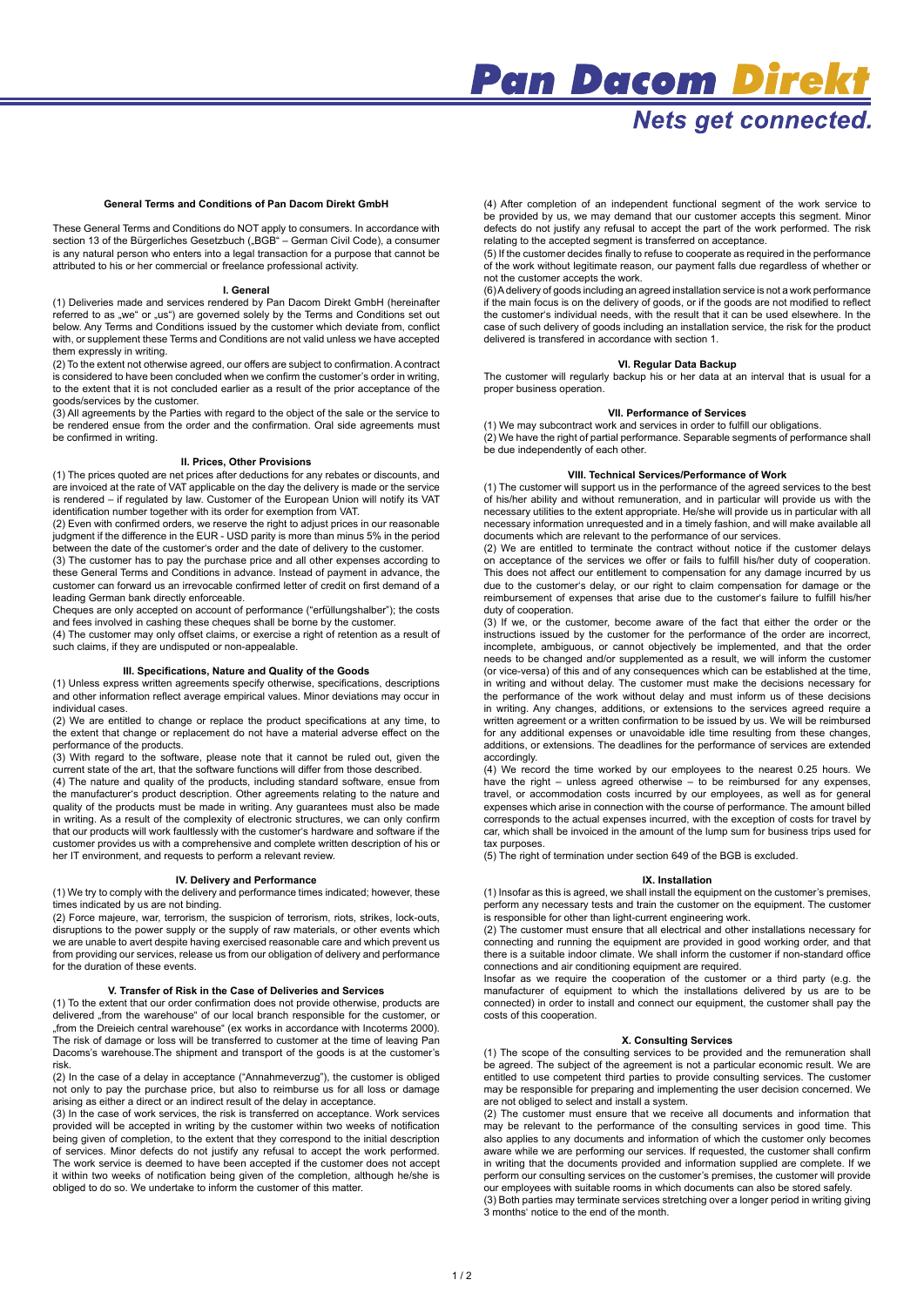# Pan Dacom Direkt

*Nets get connected.*

## General Terms and Conditions of Pan Dacom Direkt GmbH

These General Terms and Conditions do NOT apply to consumers. In accordance with section 13 of the Bürgerliches Gesetzbuch („BGB" – German Civil Code), a consumer is any natural person who enters into a legal transaction for a purpose that cannot be attributed to his or her commercial or freelance professional activity.

### I. General

(1) Deliveries made and services rendered by Pan Dacom Direkt GmbH (hereinafter referred to as „we" or „us") are governed solely by the Terms and Conditions set out below. Any Terms and Conditions issued by the customer which deviate from, conflict with, or supplement these Terms and Conditions are not valid unless we have accepted them expressly in writing.

(2) To the extent not otherwise agreed, our offers are subject to confirmation. A contract is considered to have been concluded when we confirm the customer's order in writing, to the extent that it is not concluded earlier as a result of the prior acceptance of the goods/services by the customer.

(3) All agreements by the Parties with regard to the object of the sale or the service to be rendered ensue from the order and the confirmation. Oral side agreements must be confirmed in writing.

### II. Prices, Other Provisions

(1) The prices quoted are net prices after deductions for any rebates or discounts, and are invoiced at the rate of VAT applicable on the day the delivery is made or the service is rendered – if regulated by law. Customer of the European Union will notify its VAT identification number together with its order for exemption from VAT.

(2) Even with confirmed orders, we reserve the right to adjust prices in our reasonable judgment if the difference in the EUR - USD parity is more than minus 5% in the period between the date of the customer's order and the date of delivery to the customer.

(3) The customer has to pay the purchase price and all other expenses according to these General Terms and Conditions in advance. Instead of payment in advance, the customer can forward us an irrevocable confirmed letter of credit on first demand of a leading German bank directly enforceable.

Cheques are only accepted on account of performance ("erfüllungshalber"); the costs and fees involved in cashing these cheques shall be borne by the customer.

(4) The customer may only offset claims, or exercise a right of retention as a result of such claims, if they are undisputed or non-appealable.

### III. Specifications, Nature and Quality of the Goods

(1) Unless express written agreements specify otherwise, specifications, descriptions and other information reflect average empirical values. Minor deviations may occur in individual cases.

(2) We are entitled to change or replace the product specifications at any time, to the extent that change or replacement do not have a material adverse effect on the performance of the products.

(3) With regard to the software, please note that it cannot be ruled out, given the current state of the art, that the software functions will differ from those described.

(4) The nature and quality of the products, including standard software, ensue from the manufacturer's product description. Other agreements relating to the nature and quality of the products must be made in writing. Any guarantees must also be made in writing. As a result of the complexity of electronic structures, we can only confirm that our products will work faultlessly with the customer's hardware and software if the customer provides us with a comprehensive and complete written description of his or her IT environment, and requests to perform a relevant review.

### IV. Delivery and Performance

(1) We try to comply with the delivery and performance times indicated; however, these times indicated by us are not binding.

(2) Force majeure, war, terrorism, the suspicion of terrorism, riots, strikes, lock-outs, disruptions to the power supply or the supply of raw materials, or other events which we are unable to avert despite having exercised reasonable care and which prevent us from providing our services, release us from our obligation of delivery and performance for the duration of these events.

### V. Transfer of Risk in the Case of Deliveries and Services

(1) To the extent that our order confirmation does not provide otherwise, products are delivered „from the warehouse" of our local branch responsible for the customer, or „from the Dreieich central warehouse" (ex works in accordance with Incoterms 2000). The risk of damage or loss will be transferred to customer at the time of leaving Pan Dacoms's warehouse.The shipment and transport of the goods is at the customer's risk.

(2) In the case of a delay in acceptance ("Annahmeverzug"), the customer is obliged not only to pay the purchase price, but also to reimburse us for all loss or damage arising as either a direct or an indirect result of the delay in acceptance.

(3) In the case of work services, the risk is transferred on acceptance. Work services provided will be accepted in writing by the customer within two weeks of notification being given of completion, to the extent that they correspond to the initial description of services. Minor defects do not justify any refusal to accept the work performed. The work service is deemed to have been accepted if the customer does not accept it within two weeks of notification being given of the completion, although he/she is obliged to do so. We undertake to inform the customer of this matter.

(4) After completion of an independent functional segment of the work service to be provided by us, we may demand that our customer accepts this segment. Minor defects do not justify any refusal to accept the work performed. The risk relating to the accepted segment is transferred on acceptance.

(5) If the customer decides finally to refuse to cooperate as required in the performance of the work without legitimate reason, our payment falls due regardless of whether or not the customer accepts the work.

(6) A delivery of goods including an agreed installation service is not a work performance if the main focus is on the delivery of goods, or if the goods are not modified to reflect the customer's individual needs, with the result that it can be used elsewhere. In the case of such delivery of goods including an installation service, the risk for the product delivered is transfered in accordance with section 1.

### VI. Regular Data Backup

The customer will regularly backup his or her data at an interval that is usual for a proper business operation.

### VII. Performance of Services

(1) We may subcontract work and services in order to fulfill our obligations.

(2) We have the right of partial performance. Separable segments of performance shall be due independently of each other.

### VIII. Technical Services/Performance of Work

(1) The customer will support us in the performance of the agreed services to the best of his/her ability and without remuneration, and in particular will provide us with the necessary utilities to the extent appropriate. He/she will provide us in particular with all necessary information unrequested and in a timely fashion, and will make available all documents which are relevant to the performance of our services.

(2) We are entitled to terminate the contract without notice if the customer delays on acceptance of the services we offer or fails to fulfill his/her duty of cooperation. This does not affect our entitlement to compensation for any damage incurred by us due to the customer's delay, or our right to claim compensation for damage or the reimbursement of expenses that arise due to the customer's failure to fulfill his/her duty of cooperation.

(3) If we, or the customer, become aware of the fact that either the order or the instructions issued by the customer for the performance of the order are incorrect, incomplete, ambiguous, or cannot objectively be implemented, and that the order needs to be changed and/or supplemented as a result, we will inform the customer (or vice-versa) of this and of any consequences which can be established at the time, in writing and without delay. The customer must make the decisions necessary for the performance of the work without delay and must inform us of these decisions in writing. Any changes, additions, or extensions to the services agreed require a written agreement or a written confirmation to be issued by us. We will be reimbursed for any additional expenses or unavoidable idle time resulting from these changes, additions, or extensions. The deadlines for the performance of services are extended accordingly.

(4) We record the time worked by our employees to the nearest 0.25 hours. We have the right – unless agreed otherwise – to be reimbursed for any expenses, travel, or accommodation costs incurred by our employees, as well as for general expenses which arise in connection with the course of performance. The amount billed corresponds to the actual expenses incurred, with the exception of costs for travel by car, which shall be invoiced in the amount of the lump sum for business trips used for tax purposes.

(5) The right of termination under section 649 of the BGB is excluded.

### IX. Installation

(1) Insofar as this is agreed, we shall install the equipment on the customer's premises, perform any necessary tests and train the customer on the equipment. The customer is responsible for other than light-current engineering work.

(2) The customer must ensure that all electrical and other installations necessary for connecting and running the equipment are provided in good working order, and that there is a suitable indoor climate. We shall inform the customer if non-standard office connections and air conditioning equipment are required.

Insofar as we require the cooperation of the customer or a third party (e.g. the manufacturer of equipment to which the installations delivered by us are to be connected) in order to install and connect our equipment, the customer shall pay the costs of this cooperation.

### X. Consulting Services

(1) The scope of the consulting services to be provided and the remuneration shall be agreed. The subject of the agreement is not a particular economic result. We are entitled to use competent third parties to provide consulting services. The customer may be responsible for preparing and implementing the user decision concerned. We are not obliged to select and install a system.

(2) The customer must ensure that we receive all documents and information that may be relevant to the performance of the consulting services in good time. This also applies to any documents and information of which the customer only becomes aware while we are performing our services. If requested, the customer shall confirm in writing that the documents provided and information supplied are complete. If we perform our consulting services on the customer's premises, the customer will provide our employees with suitable rooms in which documents can also be stored safely.

(3) Both parties may terminate services stretching over a longer period in writing giving 3 months' notice to the end of the month.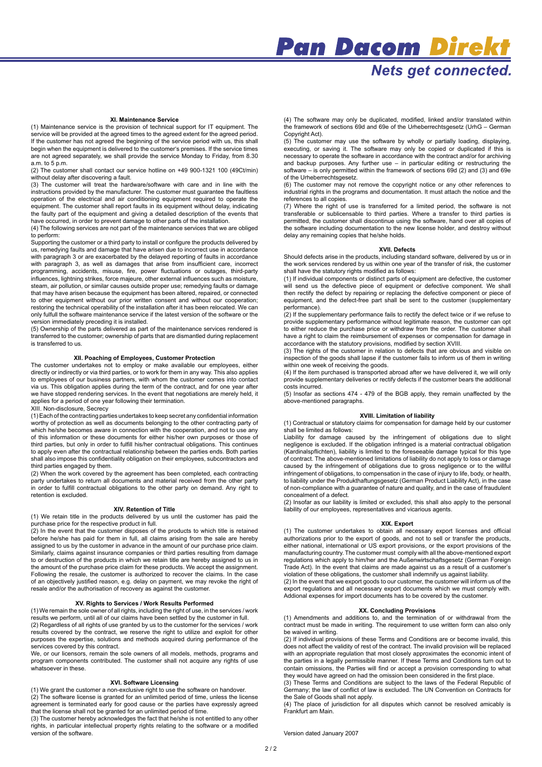## XI. Maintenance Service

(1) Maintenance service is the provision of technical support for IT equipment. The service will be provided at the agreed times to the agreed extent for the agreed period. If the customer has not agreed the beginning of the service period with us, this shall begin when the equipment is delivered to the customer's premises. If the service times are not agreed separately, we shall provide the service Monday to Friday, from 8.30 a.m. to 5 p.m.

(2) The customer shall contact our service hotline on +49 900-1321 100 (49Ct/min) without delay after discovering a fault.

(3) The customer will treat the hardware/software with care and in line with the instructions provided by the manufacturer. The customer must guarantee the faultless operation of the electrical and air conditioning equipment required to operate the equipment. The customer shall report faults in its equipment without delay, indicating the faulty part of the equipment and giving a detailed description of the events that have occurred, in order to prevent damage to other parts of the installation.

(4) The following services are not part of the maintenance services that we are obliged to perform:

Supporting the customer or a third party to install or configure the products delivered by us, remedying faults and damage that have arisen due to incorrect use in accordance with paragraph 3 or are exacerbated by the delayed reporting of faults in accordance with paragraph 3, as well as damages that arise from insufficient care, incorrect programming, accidents, misuse, fire, power fluctuations or outages, third-party influences, lightning strikes, force majeure, other external influences such as moisture, steam, air pollution, or similar causes outside proper use; remedying faults or damage that may have arisen because the equipment has been altered, repaired, or connected to other equipment without our prior written consent and without our cooperation; restoring the technical operability of the installation after it has been relocated. We can only fulfil the software maintenance service if the latest version of the software or the version immediately preceding it is installed.

(5) Ownership of the parts delivered as part of the maintenance services rendered is transferred to the customer; ownership of parts that are dismantled during replacement is transferred to us.

## XII. Poaching of Employees, Customer Protection

The customer undertakes not to employ or make available our employees, either directly or indirectly or via third parties, or to work for them in any way. This also applies to employees of our business partners, with whom the customer comes into contact via us. This obligation applies during the term of the contract, and for one year after we have stopped rendering services. In the event that negotiations are merely held, it applies for a period of one year following their termination.

XIII. Non-disclosure, Secrecy

(1) Each of the contracting parties undertakes to keep secret any confidential information worthy of protection as well as documents belonging to the other contracting party of which he/she becomes aware in connection with the cooperation, and not to use any of this information or these documents for either his/her own purposes or those of third parties, but only in order to fulfill his/her contractual obligations. This continues to apply even after the contractual relationship between the parties ends. Both parties shall also impose this confidentiality obligation on their employees, subcontractors and third parties engaged by them.

(2) When the work covered by the agreement has been completed, each contracting party undertakes to return all documents and material received from the other party in order to fulfill contractual obligations to the other party on demand. Any right to retention is excluded.

## XIV. Retention of Title

(1) We retain title in the products delivered by us until the customer has paid the purchase price for the respective product in full.

(2) In the event that the customer disposes of the products to which title is retained before he/she has paid for them in full, all claims arising from the sale are hereby assigned to us by the customer in advance in the amount of our purchase price claim. Similarly, claims against insurance companies or third parties resulting from damage to or destruction of the products in which we retain title are hereby assigned to us in the amount of the purchase price claim for these products. We accept the assignment. Following the resale, the customer is authorized to recover the claims. In the case of an objectively justified reason, e.g. delay on payment, we may revoke the right of resale and/or the authorisation of recovery as against the customer.

## XV. Rights to Services / Work Results Performed

(1) We remain the sole owner of all rights, including the right of use, in the services / work results we perform, until all of our claims have been settled by the customer in full.

(2) Regardless of all rights of use granted by us to the customer for the services / work results covered by the contract, we reserve the right to utilize and exploit for other purposes the expertise, solutions and methods acquired during performance of the services covered by this contract.

We, or our licensors, remain the sole owners of all models, methods, programs and program components contributed. The customer shall not acquire any rights of use whatsoever in these.

## XVI. Software Licensing

(1) We grant the customer a non-exclusive right to use the software on handover.

(2) The software license is granted for an unlimited period of time, unless the license agreement is terminated early for good cause or the parties have expressly agreed that the license shall not be granted for an unlimited period of time.

(3) The customer hereby acknowledges the fact that he/she is not entitled to any other rights, in particular intellectual property rights relating to the software or a modified version of the software.

(4) The software may only be duplicated, modified, linked and/or translated within the framework of sections 69d and 69e of the Urheberrechtsgesetz (UrhG – German Copyright Act).

(5) The customer may use the software by wholly or partially loading, displaying, executing, or saving it. The software may only be copied or duplicated if this is necessary to operate the software in accordance with the contract and/or for archiving and backup purposes. Any further use – in particular editing or restructuring the software – is only permitted within the framework of sections 69d (2) and (3) and 69e of the Urheberrechtsgesetz.

(6) The customer may not remove the copyright notice or any other references to industrial rights in the programs and documentation. It must attach the notice and the references to all copies.

(7) Where the right of use is transferred for a limited period, the software is not transferable or sublicensable to third parties. Where a transfer to third parties is permitted, the customer shall discontinue using the software, hand over all copies of the software including documentation to the new license holder, and destroy without delay any remaining copies that he/she holds.

## XVII. Defects

Should defects arise in the products, including standard software, delivered by us or in the work services rendered by us within one year of the transfer of risk, the customer shall have the statutory rights modified as follows:

(1) If individual components or distinct parts of equipment are defective, the customer will send us the defective piece of equipment or defective component. We shall then rectify the defect by repairing or replacing the defective component or piece of equipment, and the defect-free part shall be sent to the customer (supplementary performance).

(2) If the supplementary performance fails to rectify the defect twice or if we refuse to provide supplementary performance without legitimate reason, the customer can opt to either reduce the purchase price or withdraw from the order. The customer shall have a right to claim the reimbursement of expenses or compensation for damage in accordance with the statutory provisions, modified by section XVIII.

(3) The rights of the customer in relation to defects that are obvious and visible on inspection of the goods shall lapse if the customer fails to inform us of them in writing within one week of receiving the goods.

(4) If the item purchased is transported abroad after we have delivered it, we will only provide supplementary deliveries or rectify defects if the customer bears the additional costs incurred.

(5) Insofar as sections 474 - 479 of the BGB apply, they remain unaffected by the above-mentioned paragraphs.

## XVIII. Limitation of liability

(1) Contractual or statutory claims for compensation for damage held by our customer shall be limited as follows:

Liability for damage caused by the infringement of obligations due to slight negligence is excluded. If the obligation infringed is a material contractual obligation (Kardinalspflichten), liability is limited to the foreseeable damage typical for this type of contract. The above-mentioned limitations of liability do not apply to loss or damage caused by the infringement of obligations due to gross negligence or to the willful infringement of obligations, to compensation in the case of injury to life, body, or health, to liability under the Produkthaftungsgesetz (German Product Liability Act), in the case of non-compliance with a guarantee of nature and quality, and in the case of fraudulent concealment of a defect.

(2) Insofar as our liability is limited or excluded, this shall also apply to the personal liability of our employees, representatives and vicarious agents.

## XIX. Export

(1) The customer undertakes to obtain all necessary export licenses and official authorizations prior to the export of goods, and not to sell or transfer the products, either national, international or US export provisions, or the export provisions of the manufacturing country. The customer must comply with all the above-mentioned export regulations which apply to him/her and the Außenwirtschaftsgesetz (German Foreign Trade Act). In the event that claims are made against us as a result of a customer's violation of these obligations, the customer shall indemnify us against liability.

(2) In the event that we export goods to our customer, the customer will inform us of the export regulations and all necessary export documents which we must comply with. Addional expenses for import documents has to be covered by the customer.

## XX. Concluding Provisions

(1) Amendments and additions to, and the termination of or withdrawal from the contract must be made in writing. The requirement to use written form can also only be waived in writing.

(2) If individual provisions of these Terms and Conditions are or become invalid, this does not affect the validity of rest of the contract. The invalid provision will be replaced with an appropriate regulation that most closely approximates the economic intent of the parties in a legally permissible manner. If these Terms and Conditions turn out to contain omissions, the Parties will find or accept a provision corresponding to what they would have agreed on had the omission been considered in the first place.

(3) These Terms and Conditions are subject to the laws of the Federal Republic of Germany; the law of conflict of law is excluded. The UN Convention on Contracts for the Sale of Goods shall not apply.

(4) The place of jurisdiction for all disputes which cannot be resolved amicably is Frankfurt am Main.

Version dated January 2007